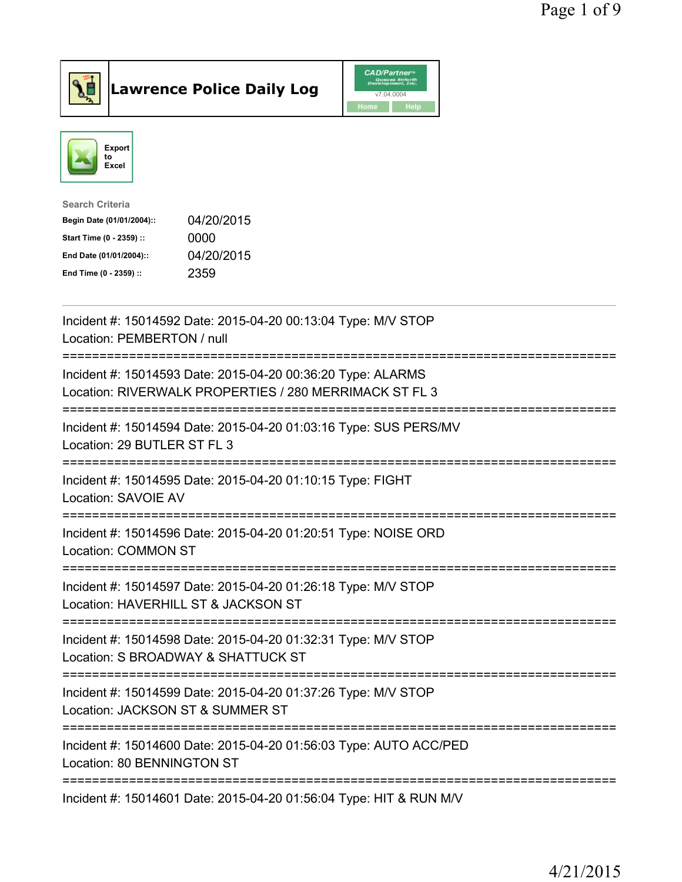# Lawrence Police Daily Log

CAD/Partner v7.04.0004

Home Help

Export to Excel

Search Criteria

| | |
|---|---|
| **Begin Date (01/01/2004)::** | 04/20/2015 |
| **Start Time (0 - 2359) ::** | 0000 |
| **End Date (01/01/2004)::** | 04/20/2015 |
| **End Time (0 - 2359) ::** | 2359 |

---

Incident #: 15014592 Date: 2015-04-20 00:13:04 Type: M/V STOP
Location: PEMBERTON / null

===========================================================================

Incident #: 15014593 Date: 2015-04-20 00:36:20 Type: ALARMS
Location: RIVERWALK PROPERTIES / 280 MERRIMACK ST FL 3

===========================================================================

Incident #: 15014594 Date: 2015-04-20 01:03:16 Type: SUS PERS/MV
Location: 29 BUTLER ST FL 3

===========================================================================

Incident #: 15014595 Date: 2015-04-20 01:10:15 Type: FIGHT
Location: SAVOIE AV

===========================================================================

Incident #: 15014596 Date: 2015-04-20 01:20:51 Type: NOISE ORD
Location: COMMON ST

===========================================================================

Incident #: 15014597 Date: 2015-04-20 01:26:18 Type: M/V STOP
Location: HAVERHILL ST & JACKSON ST

===========================================================================

Incident #: 15014598 Date: 2015-04-20 01:32:31 Type: M/V STOP
Location: S BROADWAY & SHATTUCK ST

===========================================================================

Incident #: 15014599 Date: 2015-04-20 01:37:26 Type: M/V STOP
Location: JACKSON ST & SUMMER ST

===========================================================================

Incident #: 15014600 Date: 2015-04-20 01:56:03 Type: AUTO ACC/PED
Location: 80 BENNINGTON ST

===========================================================================

Incident #: 15014601 Date: 2015-04-20 01:56:04 Type: HIT & RUN M/V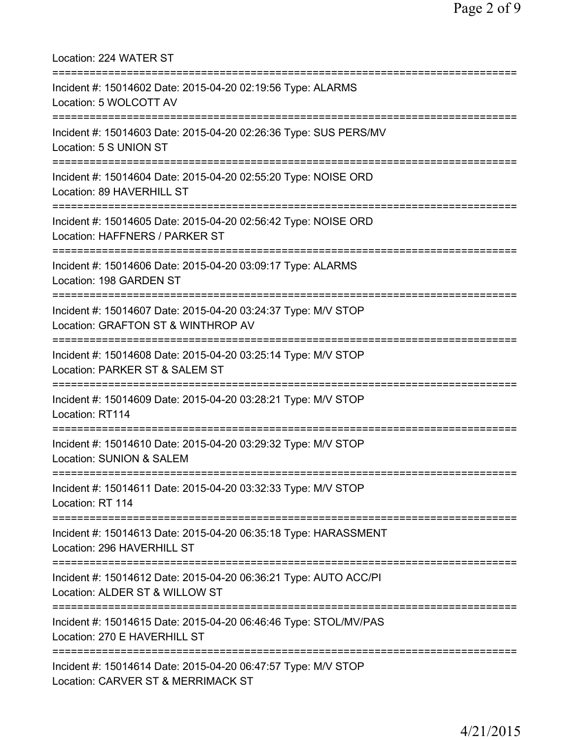Location: 224 WATER ST

===========================================================================

Incident #: 15014602 Date: 2015-04-20 02:19:56 Type: ALARMS
Location: 5 WOLCOTT AV

===========================================================================

Incident #: 15014603 Date: 2015-04-20 02:26:36 Type: SUS PERS/MV
Location: 5 S UNION ST

===========================================================================

Incident #: 15014604 Date: 2015-04-20 02:55:20 Type: NOISE ORD
Location: 89 HAVERHILL ST

===========================================================================

Incident #: 15014605 Date: 2015-04-20 02:56:42 Type: NOISE ORD
Location: HAFFNERS / PARKER ST

===========================================================================

Incident #: 15014606 Date: 2015-04-20 03:09:17 Type: ALARMS
Location: 198 GARDEN ST

===========================================================================

Incident #: 15014607 Date: 2015-04-20 03:24:37 Type: M/V STOP
Location: GRAFTON ST & WINTHROP AV

===========================================================================

Incident #: 15014608 Date: 2015-04-20 03:25:14 Type: M/V STOP
Location: PARKER ST & SALEM ST

===========================================================================

Incident #: 15014609 Date: 2015-04-20 03:28:21 Type: M/V STOP
Location: RT114

===========================================================================

Incident #: 15014610 Date: 2015-04-20 03:29:32 Type: M/V STOP
Location: SUNION & SALEM

===========================================================================

Incident #: 15014611 Date: 2015-04-20 03:32:33 Type: M/V STOP
Location: RT 114

===========================================================================

Incident #: 15014613 Date: 2015-04-20 06:35:18 Type: HARASSMENT
Location: 296 HAVERHILL ST

===========================================================================

Incident #: 15014612 Date: 2015-04-20 06:36:21 Type: AUTO ACC/PI
Location: ALDER ST & WILLOW ST

===========================================================================

Incident #: 15014615 Date: 2015-04-20 06:46:46 Type: STOL/MV/PAS
Location: 270 E HAVERHILL ST

===========================================================================

Incident #: 15014614 Date: 2015-04-20 06:47:57 Type: M/V STOP
Location: CARVER ST & MERRIMACK ST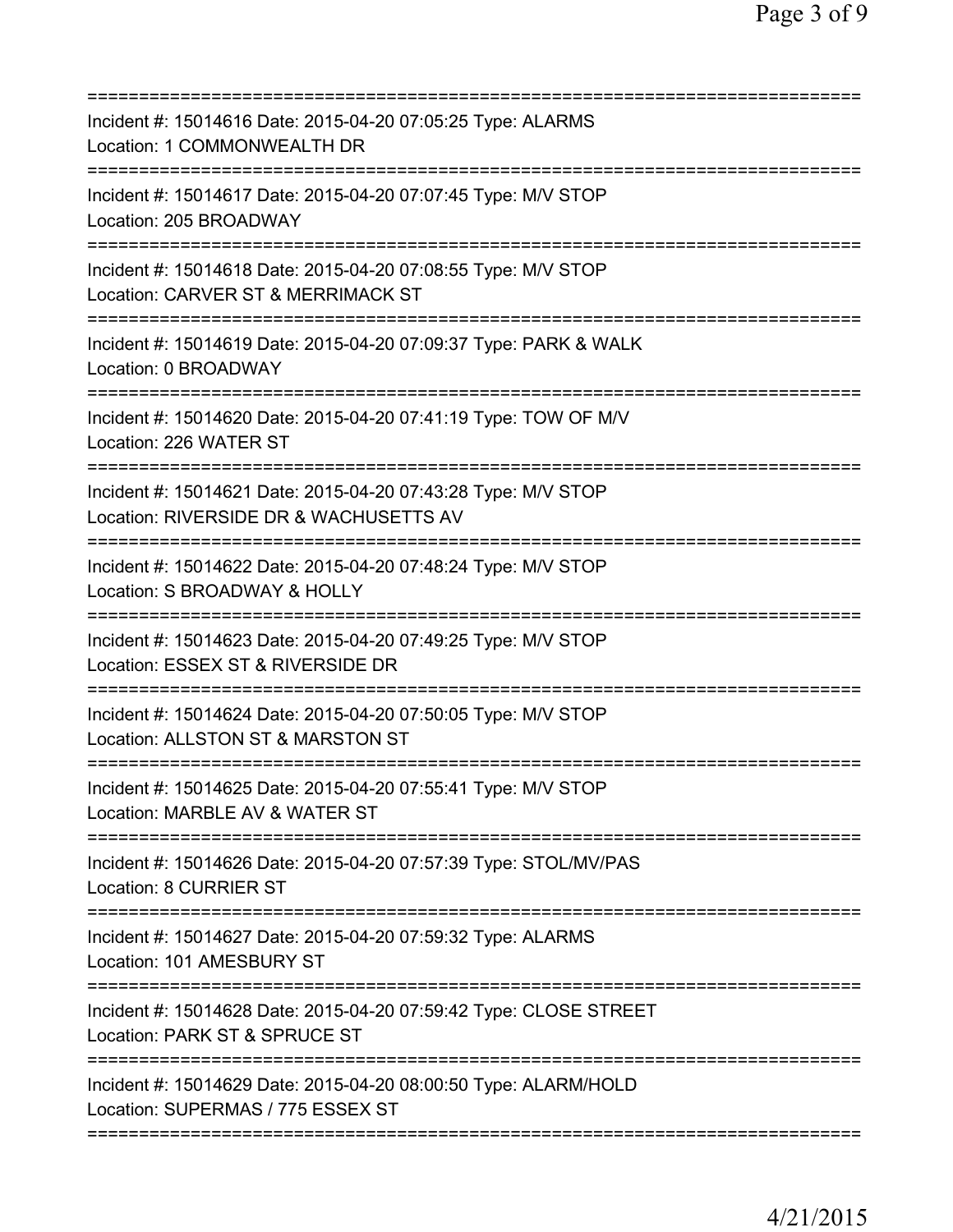===========================================================================
Incident #: 15014616 Date: 2015-04-20 07:05:25 Type: ALARMS
Location: 1 COMMONWEALTH DR
===========================================================================
Incident #: 15014617 Date: 2015-04-20 07:07:45 Type: M/V STOP
Location: 205 BROADWAY
===========================================================================
Incident #: 15014618 Date: 2015-04-20 07:08:55 Type: M/V STOP
Location: CARVER ST & MERRIMACK ST
===========================================================================
Incident #: 15014619 Date: 2015-04-20 07:09:37 Type: PARK & WALK
Location: 0 BROADWAY
===========================================================================
Incident #: 15014620 Date: 2015-04-20 07:41:19 Type: TOW OF M/V
Location: 226 WATER ST
===========================================================================
Incident #: 15014621 Date: 2015-04-20 07:43:28 Type: M/V STOP
Location: RIVERSIDE DR & WACHUSETTS AV
===========================================================================
Incident #: 15014622 Date: 2015-04-20 07:48:24 Type: M/V STOP
Location: S BROADWAY & HOLLY
===========================================================================
Incident #: 15014623 Date: 2015-04-20 07:49:25 Type: M/V STOP
Location: ESSEX ST & RIVERSIDE DR
===========================================================================
Incident #: 15014624 Date: 2015-04-20 07:50:05 Type: M/V STOP
Location: ALLSTON ST & MARSTON ST
===========================================================================
Incident #: 15014625 Date: 2015-04-20 07:55:41 Type: M/V STOP
Location: MARBLE AV & WATER ST
===========================================================================
Incident #: 15014626 Date: 2015-04-20 07:57:39 Type: STOL/MV/PAS
Location: 8 CURRIER ST
===========================================================================
Incident #: 15014627 Date: 2015-04-20 07:59:32 Type: ALARMS
Location: 101 AMESBURY ST
===========================================================================
Incident #: 15014628 Date: 2015-04-20 07:59:42 Type: CLOSE STREET
Location: PARK ST & SPRUCE ST
===========================================================================
Incident #: 15014629 Date: 2015-04-20 08:00:50 Type: ALARM/HOLD
Location: SUPERMAS / 775 ESSEX ST
===========================================================================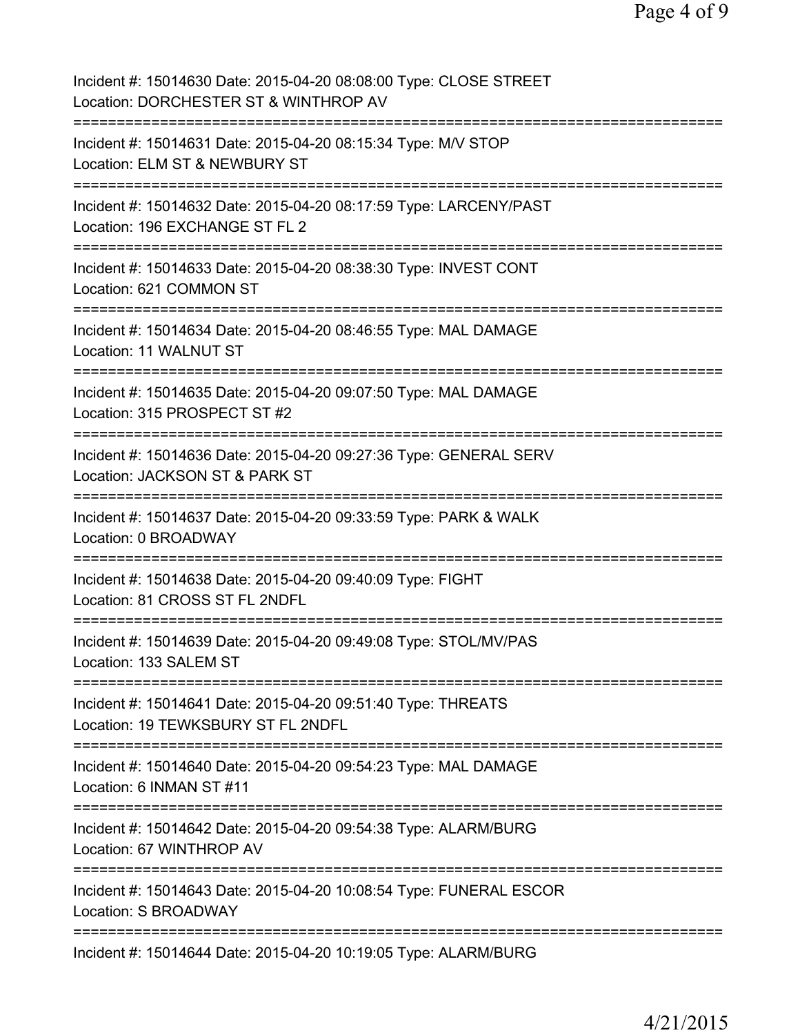Incident #: 15014630 Date: 2015-04-20 08:08:00 Type: CLOSE STREET
Location: DORCHESTER ST & WINTHROP AV

===========================================================================

Incident #: 15014631 Date: 2015-04-20 08:15:34 Type: M/V STOP
Location: ELM ST & NEWBURY ST

===========================================================================

Incident #: 15014632 Date: 2015-04-20 08:17:59 Type: LARCENY/PAST
Location: 196 EXCHANGE ST FL 2

===========================================================================

Incident #: 15014633 Date: 2015-04-20 08:38:30 Type: INVEST CONT
Location: 621 COMMON ST

===========================================================================

Incident #: 15014634 Date: 2015-04-20 08:46:55 Type: MAL DAMAGE
Location: 11 WALNUT ST

===========================================================================

Incident #: 15014635 Date: 2015-04-20 09:07:50 Type: MAL DAMAGE
Location: 315 PROSPECT ST #2

===========================================================================

Incident #: 15014636 Date: 2015-04-20 09:27:36 Type: GENERAL SERV
Location: JACKSON ST & PARK ST

===========================================================================

Incident #: 15014637 Date: 2015-04-20 09:33:59 Type: PARK & WALK
Location: 0 BROADWAY

===========================================================================

Incident #: 15014638 Date: 2015-04-20 09:40:09 Type: FIGHT
Location: 81 CROSS ST FL 2NDFL

===========================================================================

Incident #: 15014639 Date: 2015-04-20 09:49:08 Type: STOL/MV/PAS
Location: 133 SALEM ST

===========================================================================

Incident #: 15014641 Date: 2015-04-20 09:51:40 Type: THREATS
Location: 19 TEWKSBURY ST FL 2NDFL

===========================================================================

Incident #: 15014640 Date: 2015-04-20 09:54:23 Type: MAL DAMAGE
Location: 6 INMAN ST #11

===========================================================================

Incident #: 15014642 Date: 2015-04-20 09:54:38 Type: ALARM/BURG
Location: 67 WINTHROP AV

===========================================================================

Incident #: 15014643 Date: 2015-04-20 10:08:54 Type: FUNERAL ESCOR
Location: S BROADWAY

===========================================================================

Incident #: 15014644 Date: 2015-04-20 10:19:05 Type: ALARM/BURG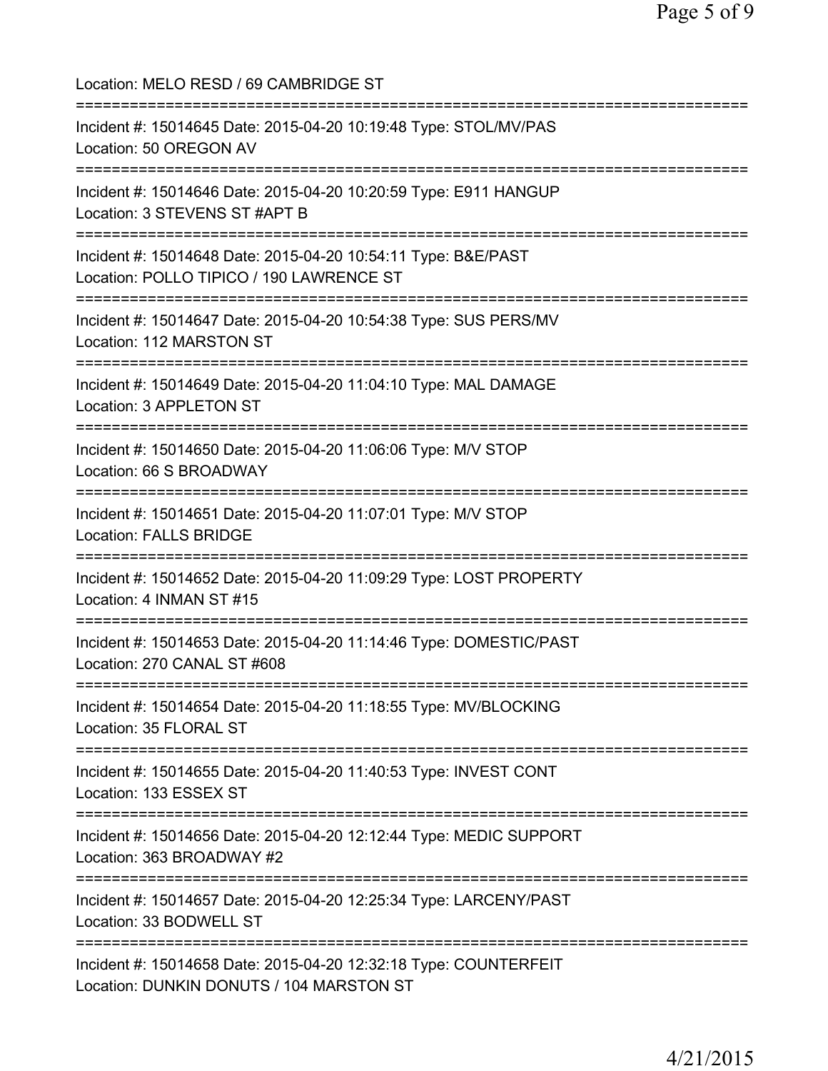Location: MELO RESD / 69 CAMBRIDGE ST

===========================================================================

Incident #: 15014645 Date: 2015-04-20 10:19:48 Type: STOL/MV/PAS
Location: 50 OREGON AV

===========================================================================

Incident #: 15014646 Date: 2015-04-20 10:20:59 Type: E911 HANGUP
Location: 3 STEVENS ST #APT B

===========================================================================

Incident #: 15014648 Date: 2015-04-20 10:54:11 Type: B&E/PAST
Location: POLLO TIPICO / 190 LAWRENCE ST

===========================================================================

Incident #: 15014647 Date: 2015-04-20 10:54:38 Type: SUS PERS/MV
Location: 112 MARSTON ST

===========================================================================

Incident #: 15014649 Date: 2015-04-20 11:04:10 Type: MAL DAMAGE
Location: 3 APPLETON ST

===========================================================================

Incident #: 15014650 Date: 2015-04-20 11:06:06 Type: M/V STOP
Location: 66 S BROADWAY

===========================================================================

Incident #: 15014651 Date: 2015-04-20 11:07:01 Type: M/V STOP
Location: FALLS BRIDGE

===========================================================================

Incident #: 15014652 Date: 2015-04-20 11:09:29 Type: LOST PROPERTY
Location: 4 INMAN ST #15

===========================================================================

Incident #: 15014653 Date: 2015-04-20 11:14:46 Type: DOMESTIC/PAST
Location: 270 CANAL ST #608

===========================================================================

Incident #: 15014654 Date: 2015-04-20 11:18:55 Type: MV/BLOCKING
Location: 35 FLORAL ST

===========================================================================

Incident #: 15014655 Date: 2015-04-20 11:40:53 Type: INVEST CONT
Location: 133 ESSEX ST

===========================================================================

Incident #: 15014656 Date: 2015-04-20 12:12:44 Type: MEDIC SUPPORT
Location: 363 BROADWAY #2

===========================================================================

Incident #: 15014657 Date: 2015-04-20 12:25:34 Type: LARCENY/PAST
Location: 33 BODWELL ST

===========================================================================

Incident #: 15014658 Date: 2015-04-20 12:32:18 Type: COUNTERFEIT
Location: DUNKIN DONUTS / 104 MARSTON ST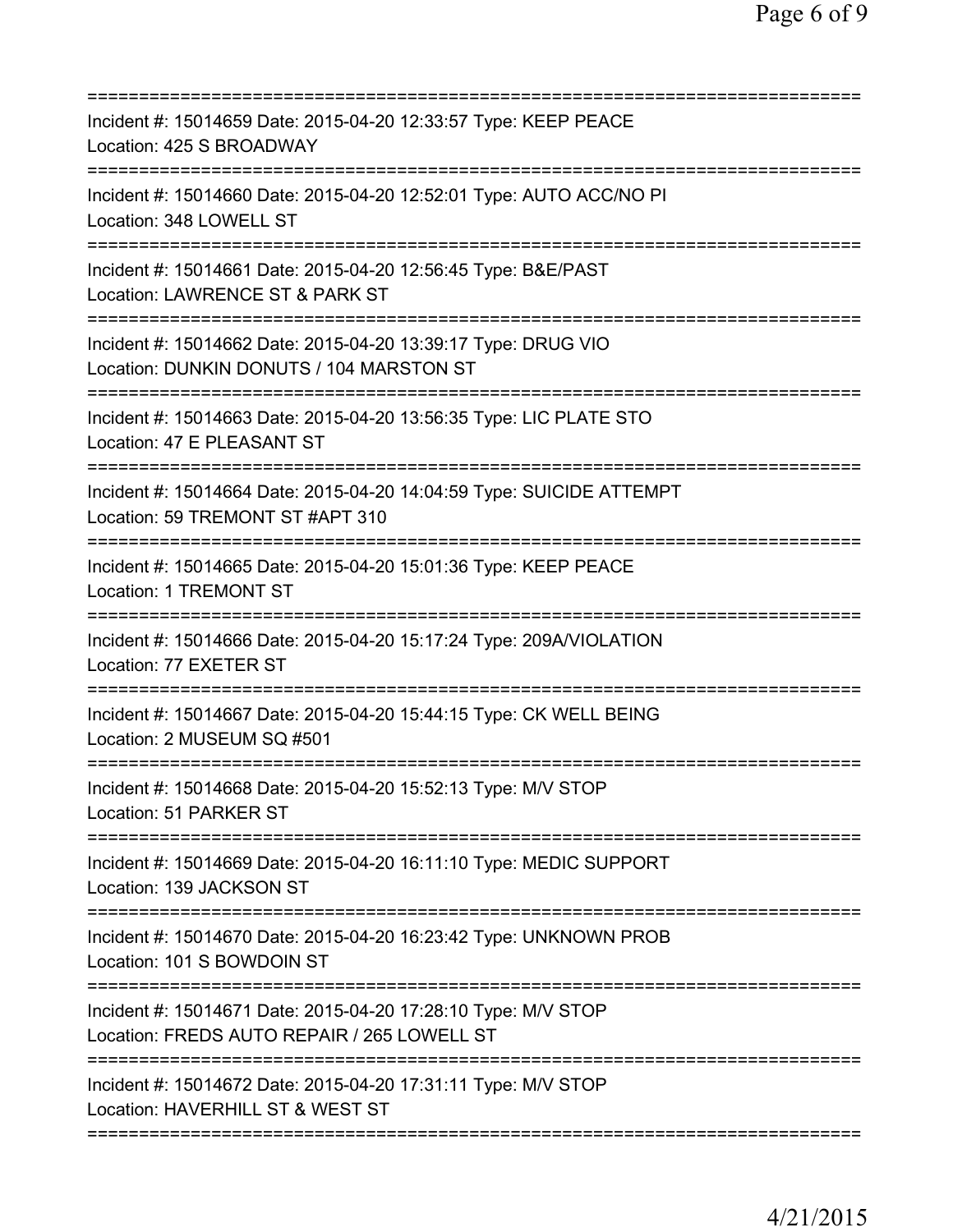===========================================================================
Incident #: 15014659 Date: 2015-04-20 12:33:57 Type: KEEP PEACE
Location: 425 S BROADWAY
===========================================================================
Incident #: 15014660 Date: 2015-04-20 12:52:01 Type: AUTO ACC/NO PI
Location: 348 LOWELL ST
===========================================================================
Incident #: 15014661 Date: 2015-04-20 12:56:45 Type: B&E/PAST
Location: LAWRENCE ST & PARK ST
===========================================================================
Incident #: 15014662 Date: 2015-04-20 13:39:17 Type: DRUG VIO
Location: DUNKIN DONUTS / 104 MARSTON ST
===========================================================================
Incident #: 15014663 Date: 2015-04-20 13:56:35 Type: LIC PLATE STO
Location: 47 E PLEASANT ST
===========================================================================
Incident #: 15014664 Date: 2015-04-20 14:04:59 Type: SUICIDE ATTEMPT
Location: 59 TREMONT ST #APT 310
===========================================================================
Incident #: 15014665 Date: 2015-04-20 15:01:36 Type: KEEP PEACE
Location: 1 TREMONT ST
===========================================================================
Incident #: 15014666 Date: 2015-04-20 15:17:24 Type: 209A/VIOLATION
Location: 77 EXETER ST
===========================================================================
Incident #: 15014667 Date: 2015-04-20 15:44:15 Type: CK WELL BEING
Location: 2 MUSEUM SQ #501
===========================================================================
Incident #: 15014668 Date: 2015-04-20 15:52:13 Type: M/V STOP
Location: 51 PARKER ST
===========================================================================
Incident #: 15014669 Date: 2015-04-20 16:11:10 Type: MEDIC SUPPORT
Location: 139 JACKSON ST
===========================================================================
Incident #: 15014670 Date: 2015-04-20 16:23:42 Type: UNKNOWN PROB
Location: 101 S BOWDOIN ST
===========================================================================
Incident #: 15014671 Date: 2015-04-20 17:28:10 Type: M/V STOP
Location: FREDS AUTO REPAIR / 265 LOWELL ST
===========================================================================
Incident #: 15014672 Date: 2015-04-20 17:31:11 Type: M/V STOP
Location: HAVERHILL ST & WEST ST
===========================================================================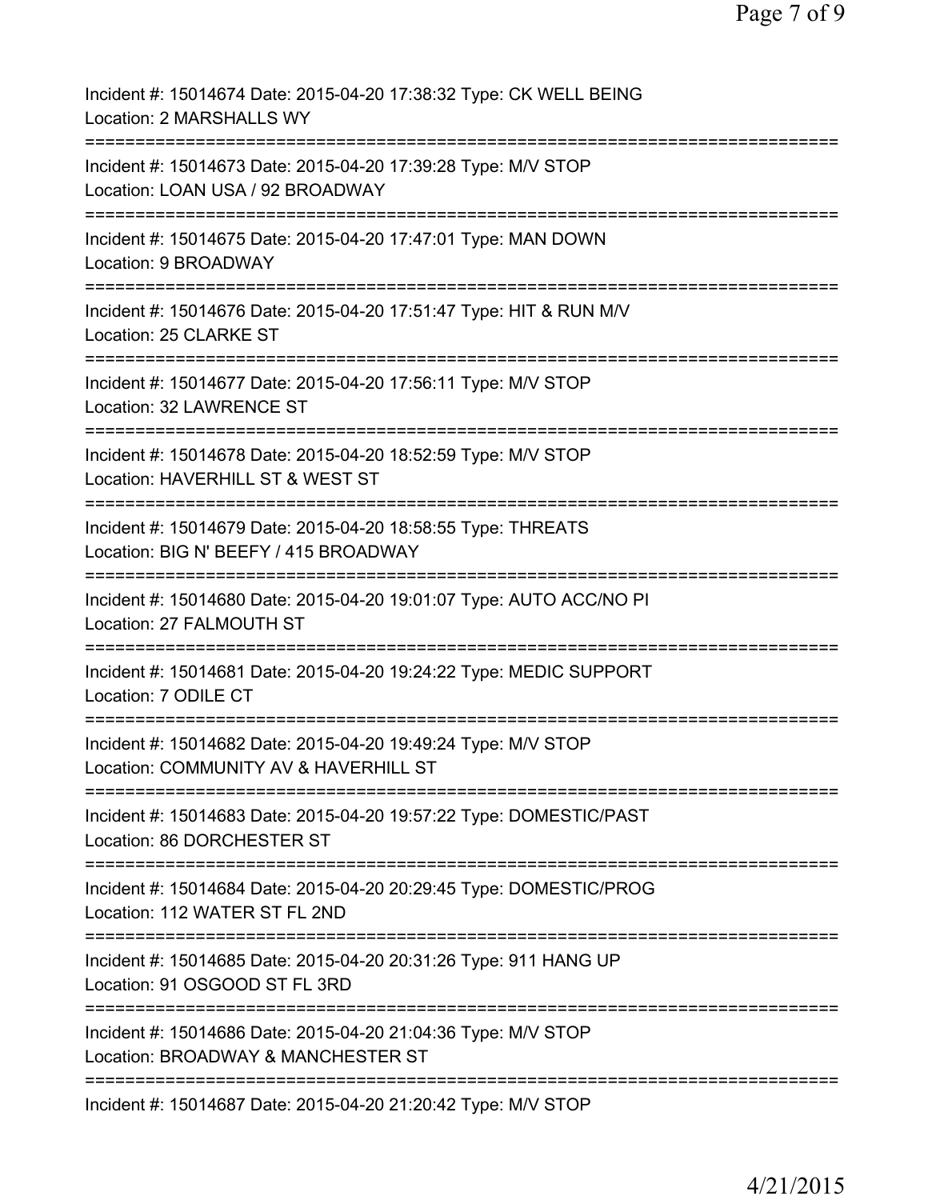Incident #: 15014674 Date: 2015-04-20 17:38:32 Type: CK WELL BEING
Location: 2 MARSHALLS WY
===========================================================================
Incident #: 15014673 Date: 2015-04-20 17:39:28 Type: M/V STOP
Location: LOAN USA / 92 BROADWAY
===========================================================================
Incident #: 15014675 Date: 2015-04-20 17:47:01 Type: MAN DOWN
Location: 9 BROADWAY
===========================================================================
Incident #: 15014676 Date: 2015-04-20 17:51:47 Type: HIT & RUN M/V
Location: 25 CLARKE ST
===========================================================================
Incident #: 15014677 Date: 2015-04-20 17:56:11 Type: M/V STOP
Location: 32 LAWRENCE ST
===========================================================================
Incident #: 15014678 Date: 2015-04-20 18:52:59 Type: M/V STOP
Location: HAVERHILL ST & WEST ST
===========================================================================
Incident #: 15014679 Date: 2015-04-20 18:58:55 Type: THREATS
Location: BIG N' BEEFY / 415 BROADWAY
===========================================================================
Incident #: 15014680 Date: 2015-04-20 19:01:07 Type: AUTO ACC/NO PI
Location: 27 FALMOUTH ST
===========================================================================
Incident #: 15014681 Date: 2015-04-20 19:24:22 Type: MEDIC SUPPORT
Location: 7 ODILE CT
===========================================================================
Incident #: 15014682 Date: 2015-04-20 19:49:24 Type: M/V STOP
Location: COMMUNITY AV & HAVERHILL ST
===========================================================================
Incident #: 15014683 Date: 2015-04-20 19:57:22 Type: DOMESTIC/PAST
Location: 86 DORCHESTER ST
===========================================================================
Incident #: 15014684 Date: 2015-04-20 20:29:45 Type: DOMESTIC/PROG
Location: 112 WATER ST FL 2ND
===========================================================================
Incident #: 15014685 Date: 2015-04-20 20:31:26 Type: 911 HANG UP
Location: 91 OSGOOD ST FL 3RD
===========================================================================
Incident #: 15014686 Date: 2015-04-20 21:04:36 Type: M/V STOP
Location: BROADWAY & MANCHESTER ST
===========================================================================
Incident #: 15014687 Date: 2015-04-20 21:20:42 Type: M/V STOP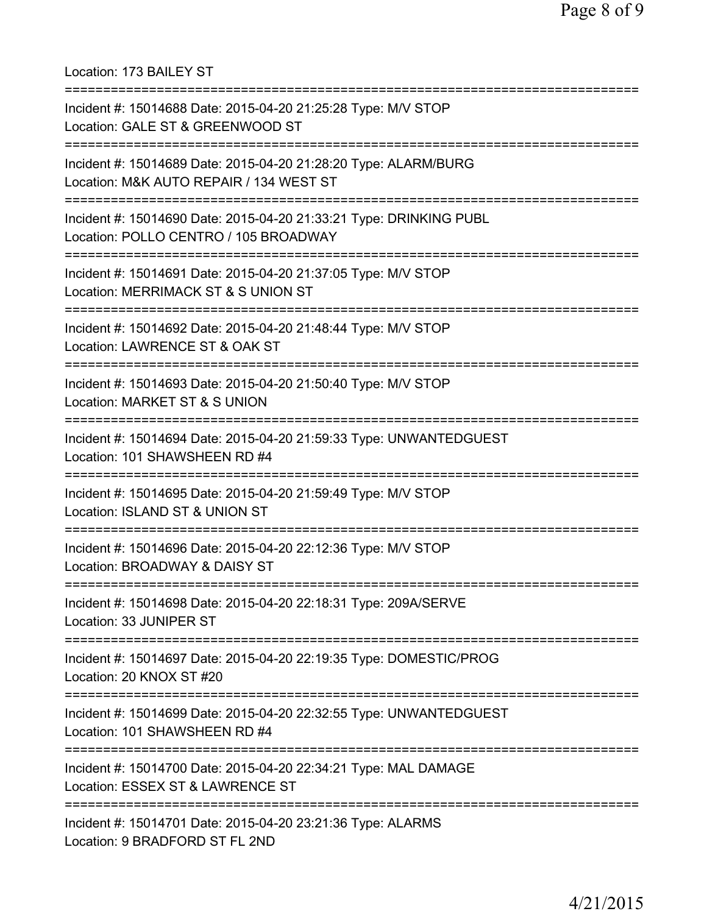Location: 173 BAILEY ST

===========================================================================

Incident #: 15014688 Date: 2015-04-20 21:25:28 Type: M/V STOP
Location: GALE ST & GREENWOOD ST

===========================================================================

Incident #: 15014689 Date: 2015-04-20 21:28:20 Type: ALARM/BURG
Location: M&K AUTO REPAIR / 134 WEST ST

===========================================================================

Incident #: 15014690 Date: 2015-04-20 21:33:21 Type: DRINKING PUBL
Location: POLLO CENTRO / 105 BROADWAY

===========================================================================

Incident #: 15014691 Date: 2015-04-20 21:37:05 Type: M/V STOP
Location: MERRIMACK ST & S UNION ST

===========================================================================

Incident #: 15014692 Date: 2015-04-20 21:48:44 Type: M/V STOP
Location: LAWRENCE ST & OAK ST

===========================================================================

Incident #: 15014693 Date: 2015-04-20 21:50:40 Type: M/V STOP
Location: MARKET ST & S UNION

===========================================================================

Incident #: 15014694 Date: 2015-04-20 21:59:33 Type: UNWANTEDGUEST
Location: 101 SHAWSHEEN RD #4

===========================================================================

Incident #: 15014695 Date: 2015-04-20 21:59:49 Type: M/V STOP
Location: ISLAND ST & UNION ST

===========================================================================

Incident #: 15014696 Date: 2015-04-20 22:12:36 Type: M/V STOP
Location: BROADWAY & DAISY ST

===========================================================================

Incident #: 15014698 Date: 2015-04-20 22:18:31 Type: 209A/SERVE
Location: 33 JUNIPER ST

===========================================================================

Incident #: 15014697 Date: 2015-04-20 22:19:35 Type: DOMESTIC/PROG
Location: 20 KNOX ST #20

===========================================================================

Incident #: 15014699 Date: 2015-04-20 22:32:55 Type: UNWANTEDGUEST
Location: 101 SHAWSHEEN RD #4

===========================================================================

Incident #: 15014700 Date: 2015-04-20 22:34:21 Type: MAL DAMAGE
Location: ESSEX ST & LAWRENCE ST

===========================================================================

Incident #: 15014701 Date: 2015-04-20 23:21:36 Type: ALARMS
Location: 9 BRADFORD ST FL 2ND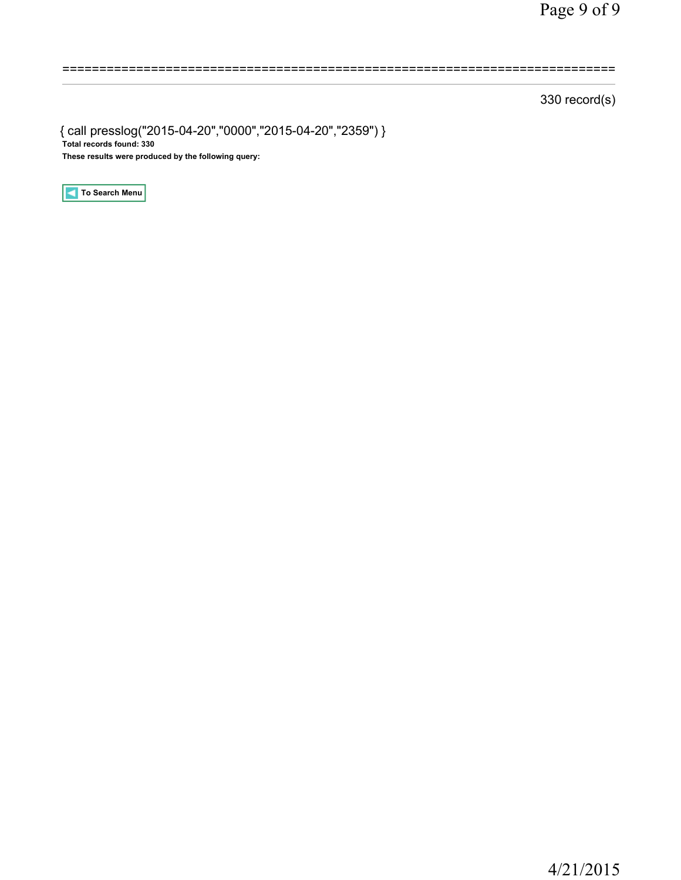===========================================================================

330 record(s)

{ call presslog("2015-04-20","0000","2015-04-20","2359") }

**Total records found: 330**

**These results were produced by the following query:**

**To Search Menu**